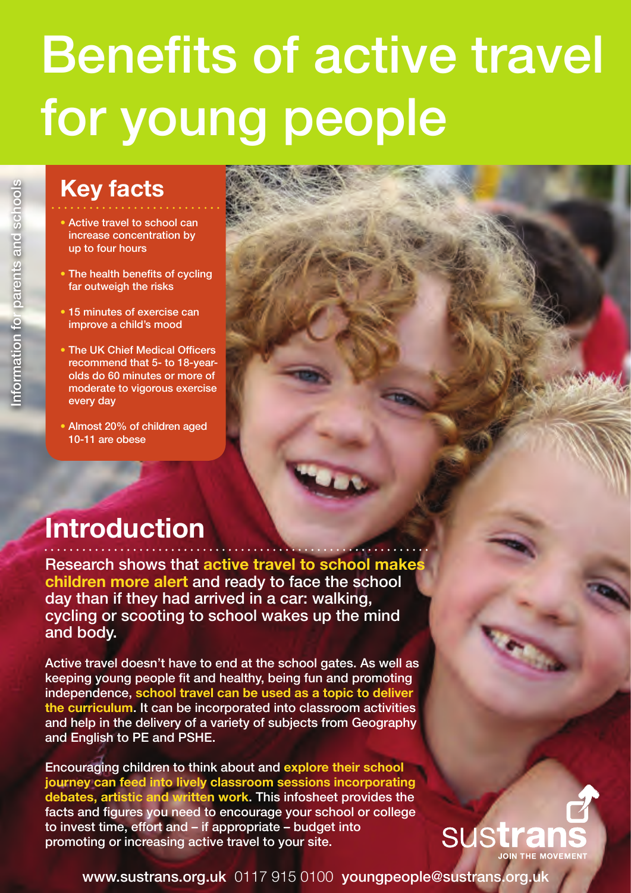# Benefits of active travel for young people

Information for parents and schools

## Key facts

- Active travel to school can increase concentration by up to four hours
- The health benefits of cycling far outweigh the risks
- 15 minutes of exercise can improve a child's mood
- The UK Chief Medical Officers recommend that 5- to 18-year-olds do 60 minutes or more of moderate to vigorous exercise every day
- Almost 20% of children aged 10-11 are obese

## Introduction

Research shows that **active travel to school makes children more alert** and ready to face the school day than if they had arrived in a car: walking, cycling or scooting to school wakes up the mind and body.

Active travel doesn't have to end at the school gates. As well as keeping young people fit and healthy, being fun and promoting independence, **school travel can be used as a topic to deliver the curriculum**. It can be incorporated into classroom activities and help in the delivery of a variety of subjects from Geography and English to PE and PSHE.

Encouraging children to think about and **explore their school journey can feed into lively classroom sessions incorporating debates, artistic and written work.** This infosheet provides the facts and figures you need to encourage your school or college to invest time, effort and – if appropriate – budget into promoting or increasing active travel to your site.

sustrans JOIN THE MOVEMENT

www.sustrans.org.uk 0117 915 0100 youngpeople@sustrans.org.uk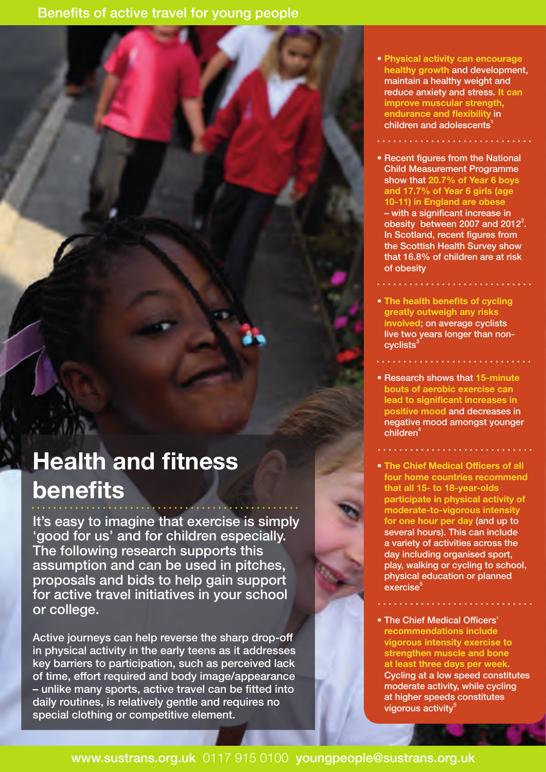Benefits of active travel for young people

# Health and fitness benefits

It's easy to imagine that exercise is simply 'good for us' and for children especially. The following research supports this assumption and can be used in pitches, proposals and bids to help gain support for active travel initiatives in your school or college.

Active journeys can help reverse the sharp drop-off in physical activity in the early teens as it addresses key barriers to participation, such as perceived lack of time, effort required and body image/appearance – unlike many sports, active travel can be fitted into daily routines, is relatively gentle and requires no special clothing or competitive element.

- **Physical activity can encourage healthy growth** and development, maintain a healthy weight and reduce anxiety and stress. **It can improve muscular strength, endurance and flexibility** in children and adolescents[1]

- Recent figures from the National Child Measurement Programme show that **20.7% of Year 6 boys and 17.7% of Year 6 girls (age 10-11) in England are obese** – with a significant increase in obesity between 2007 and 2012[2]. In Scotland, recent figures from the Scottish Health Survey show that 16.8% of children are at risk of obesity

- **The health benefits of cycling greatly outweigh any risks involved**; on average cyclists live two years longer than non-cyclists[3]

- Research shows that **15-minute bouts of aerobic exercise can lead to significant increases in positive mood** and decreases in negative mood amongst younger children[4]

- **The Chief Medical Officers of all four home countries recommend that all 15- to 18-year-olds participate in physical activity of moderate-to-vigorous intensity for one hour per day** (and up to several hours). This can include a variety of activities across the day including organised sport, play, walking or cycling to school, physical education or planned exercise[5]

- The Chief Medical Officers' **recommendations include vigorous intensity exercise to strengthen muscle and bone at least three days per week**. Cycling at a low speed constitutes moderate activity, while cycling at higher speeds constitutes vigorous activity[5]

www.sustrans.org.uk 0117 915 0100 youngpeople@sustrans.org.uk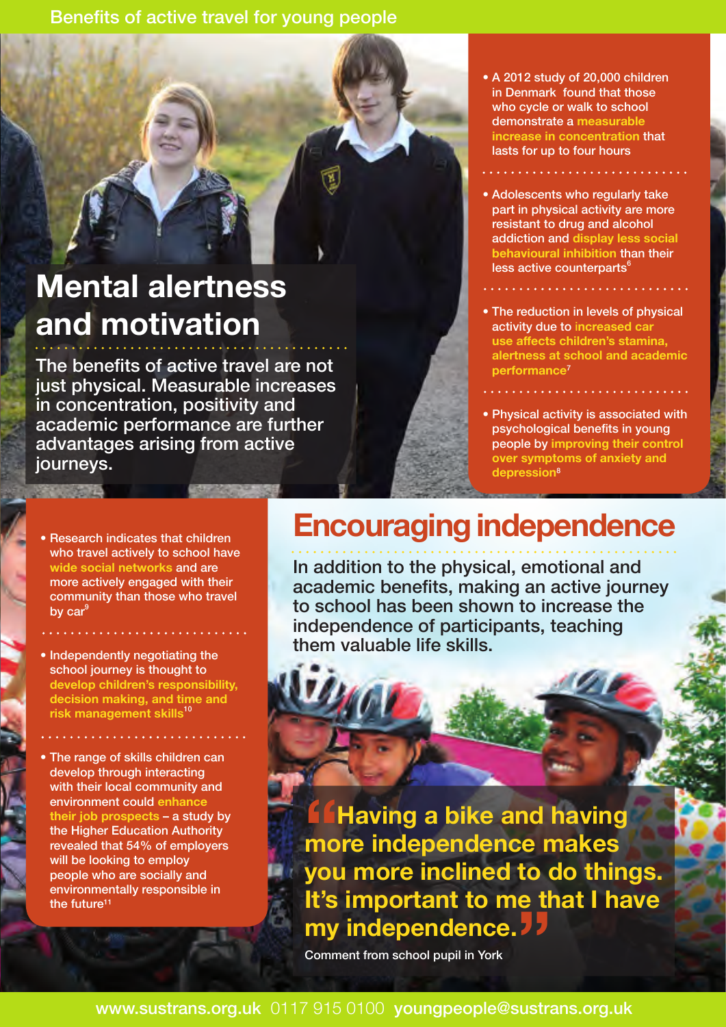Benefits of active travel for young people

# Mental alertness and motivation

The benefits of active travel are not just physical. Measurable increases in concentration, positivity and academic performance are further advantages arising from active journeys.

- A 2012 study of 20,000 children in Denmark found that those who cycle or walk to school demonstrate a **measurable increase in concentration** that lasts for up to four hours
- Adolescents who regularly take part in physical activity are more resistant to drug and alcohol addiction and **display less social behavioural inhibition** than their less active counterparts[6]
- The reduction in levels of physical activity due to **increased car use affects children's stamina, alertness at school and academic performance**[7]
- Physical activity is associated with psychological benefits in young people by **improving their control over symptoms of anxiety and depression**[8]

# Encouraging independence

In addition to the physical, emotional and academic benefits, making an active journey to school has been shown to increase the independence of participants, teaching them valuable life skills.

- Research indicates that children who travel actively to school have **wide social networks** and are more actively engaged with their community than those who travel by car[9]
- Independently negotiating the school journey is thought to **develop children's responsibility, decision making, and time and risk management skills**[10]
- The range of skills children can develop through interacting with their local community and environment could **enhance their job prospects** – a study by the Higher Education Authority revealed that 54% of employers will be looking to employ people who are socially and environmentally responsible in the future[11]

> **"Having a bike and having more independence makes you more inclined to do things. It's important to me that I have my independence."**
>
> Comment from school pupil in York

www.sustrans.org.uk 0117 915 0100 youngpeople@sustrans.org.uk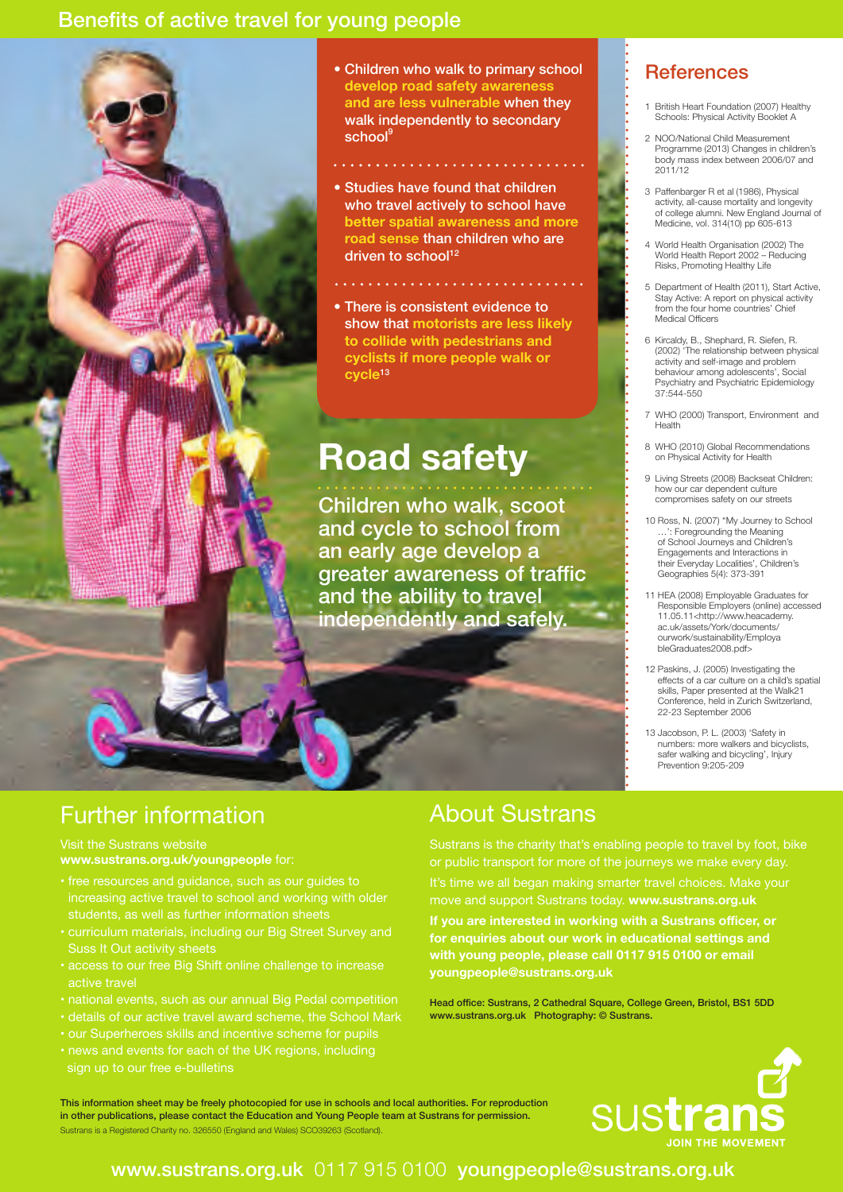# Benefits of active travel for young people

- Children who walk to primary school **develop road safety awareness and are less vulnerable** when they walk independently to secondary school[9]
- Studies have found that children who travel actively to school have **better spatial awareness and more road sense** than children who are driven to school[12]
- There is consistent evidence to show that **motorists are less likely to collide with pedestrians and cyclists if more people walk or cycle**[13]

## Road safety

Children who walk, scoot and cycle to school from an early age develop a greater awareness of traffic and the ability to travel independently and safely.

## References

1 British Heart Foundation (2007) Healthy Schools: Physical Activity Booklet A

2 NOO/National Child Measurement Programme (2013) Changes in children's body mass index between 2006/07 and 2011/12

3 Paffenbarger R et al (1986), Physical activity, all-cause mortality and longevity of college alumni. New England Journal of Medicine, vol. 314(10) pp 605-613

4 World Health Organisation (2002) The World Health Report 2002 – Reducing Risks, Promoting Healthy Life

5 Department of Health (2011), Start Active, Stay Active: A report on physical activity from the four home countries' Chief Medical Officers

6 Kircaldy, B., Shephard, R. Siefen, R. (2002) 'The relationship between physical activity and self-image and problem behaviour among adolescents', Social Psychiatry and Psychiatric Epidemiology 37:544-550

7 WHO (2000) Transport, Environment and Health

8 WHO (2010) Global Recommendations on Physical Activity for Health

9 Living Streets (2008) Backseat Children: how our car dependent culture compromises safety on our streets

10 Ross, N. (2007) "My Journey to School …': Foregrounding the Meaning of School Journeys and Children's Engagements and Interactions in their Everyday Localities', Children's Geographies 5(4): 373-391

11 HEA (2008) Employable Graduates for Responsible Employers (online) accessed 11.05.11<http://www.heacademy.ac.uk/assets/York/documents/ourwork/sustainability/EmployableGraduates2008.pdf>

12 Paskins, J. (2005) Investigating the effects of a car culture on a child's spatial skills, Paper presented at the Walk21 Conference, held in Zurich Switzerland, 22-23 September 2006

13 Jacobson, P. L. (2003) 'Safety in numbers: more walkers and bicyclists, safer walking and bicycling', Injury Prevention 9:205-209

## Further information

Visit the Sustrans website **www.sustrans.org.uk/youngpeople** for:

- free resources and guidance, such as our guides to increasing active travel to school and working with older students, as well as further information sheets
- curriculum materials, including our Big Street Survey and Suss It Out activity sheets
- access to our free Big Shift online challenge to increase active travel
- national events, such as our annual Big Pedal competition
- details of our active travel award scheme, the School Mark
- our Superheroes skills and incentive scheme for pupils
- news and events for each of the UK regions, including sign up to our free e-bulletins

## About Sustrans

Sustrans is the charity that's enabling people to travel by foot, bike or public transport for more of the journeys we make every day. It's time we all began making smarter travel choices. Make your move and support Sustrans today. **www.sustrans.org.uk**

**If you are interested in working with a Sustrans officer, or for enquiries about our work in educational settings and with young people, please call 0117 915 0100 or email youngpeople@sustrans.org.uk**

Head office: Sustrans, 2 Cathedral Square, College Green, Bristol, BS1 5DD
www.sustrans.org.uk Photography: © Sustrans.

**This information sheet may be freely photocopied for use in schools and local authorities. For reproduction in other publications, please contact the Education and Young People team at Sustrans for permission.**

Sustrans is a Registered Charity no. 326550 (England and Wales) SCO39263 (Scotland).

sustrans JOIN THE MOVEMENT

**www.sustrans.org.uk** 0117 915 0100 **youngpeople@sustrans.org.uk**